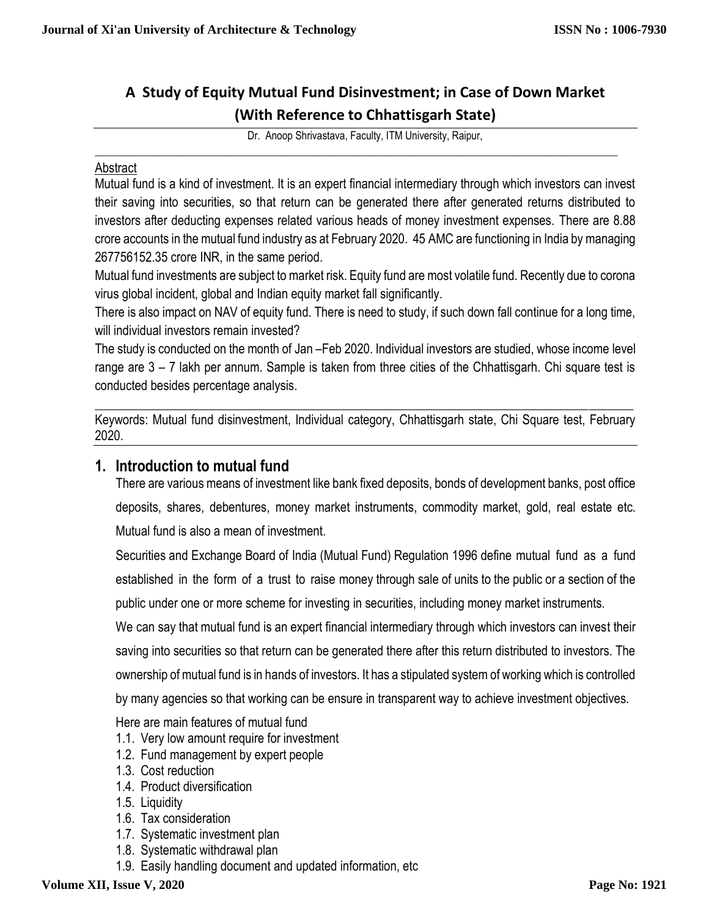# A Study of Equity Mutual Fund Disinvestment; in Case of Down Market (With Reference to Chhattisgarh State)

Dr. Anoop Shrivastava, Faculty, ITM University, Raipur,

## Abstract

Mutual fund is a kind of investment. It is an expert financial intermediary through which investors can invest their saving into securities, so that return can be generated there after generated returns distributed to investors after deducting expenses related various heads of money investment expenses. There are 8.88 crore accounts in the mutual fund industry as at February 2020. 45 AMC are functioning in India by managing 267756152.35 crore INR, in the same period.

Mutual fund investments are subject to market risk. Equity fund are most volatile fund. Recently due to corona virus global incident, global and Indian equity market fall significantly.

There is also impact on NAV of equity fund. There is need to study, if such down fall continue for a long time, will individual investors remain invested?

The study is conducted on the month of Jan –Feb 2020. Individual investors are studied, whose income level range are 3 – 7 lakh per annum. Sample is taken from three cities of the Chhattisgarh. Chi square test is conducted besides percentage analysis.

Keywords: Mutual fund disinvestment, Individual category, Chhattisgarh state, Chi Square test, February 2020.

## 1. Introduction to mutual fund

There are various means of investment like bank fixed deposits, bonds of development banks, post office deposits, shares, debentures, money market instruments, commodity market, gold, real estate etc. Mutual fund is also a mean of investment.

Securities and Exchange Board of India (Mutual Fund) Regulation 1996 define mutual fund as a fund established in the form of a trust to raise money through sale of units to the public or a section of the public under one or more scheme for investing in securities, including money market instruments.

We can say that mutual fund is an expert financial intermediary through which investors can invest their saving into securities so that return can be generated there after this return distributed to investors. The ownership of mutual fund is in hands of investors. It has a stipulated system of working which is controlled by many agencies so that working can be ensure in transparent way to achieve investment objectives.

Here are main features of mutual fund

- 1.1. Very low amount require for investment
- 1.2. Fund management by expert people
- 1.3. Cost reduction
- 1.4. Product diversification
- 1.5. Liquidity
- 1.6. Tax consideration
- 1.7. Systematic investment plan
- 1.8. Systematic withdrawal plan
- 1.9. Easily handling document and updated information, etc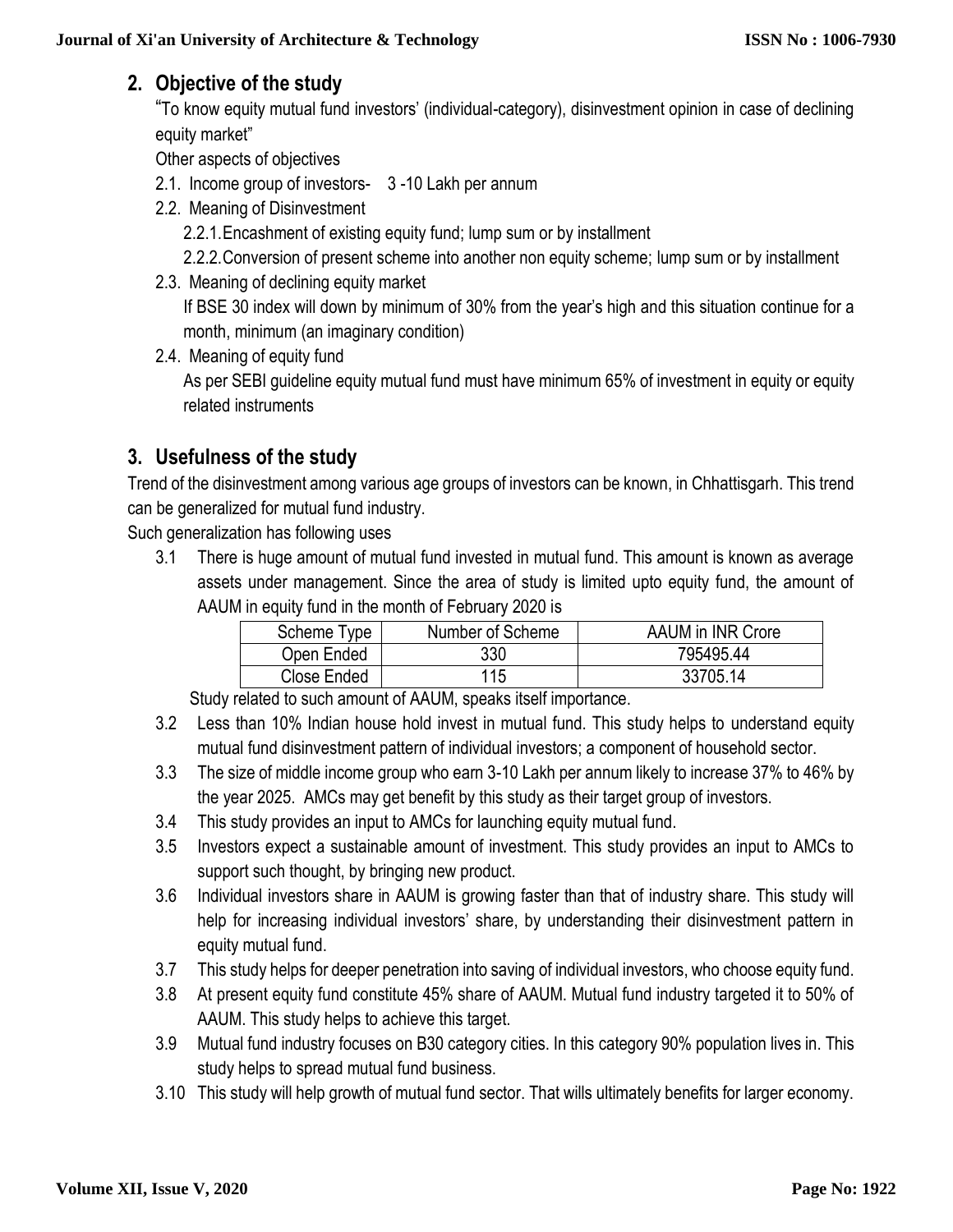## 2. Objective of the study

"To know equity mutual fund investors' (individual-category), disinvestment opinion in case of declining equity market"

Other aspects of objectives

- 2.1. Income group of investors- 3 -10 Lakh per annum
- 2.2. Meaning of Disinvestment
  - 2.2.1. Encashment of existing equity fund; lump sum or by installment
  - 2.2.2. Conversion of present scheme into another non equity scheme; lump sum or by installment
- 2.3. Meaning of declining equity market

  If BSE 30 index will down by minimum of 30% from the year's high and this situation continue for a month, minimum (an imaginary condition)
- 2.4. Meaning of equity fund

  As per SEBI guideline equity mutual fund must have minimum 65% of investment in equity or equity related instruments

## 3. Usefulness of the study

Trend of the disinvestment among various age groups of investors can be known, in Chhattisgarh. This trend can be generalized for mutual fund industry.

Such generalization has following uses

3.1 There is huge amount of mutual fund invested in mutual fund. This amount is known as average assets under management. Since the area of study is limited upto equity fund, the amount of AAUM in equity fund in the month of February 2020 is

| Scheme Type | Number of Scheme | AAUM in INR Crore |
|---|---|---|
| Open Ended | 330 | 795495.44 |
| Close Ended | 115 | 33705.14 |

Study related to such amount of AAUM, speaks itself importance.

3.2 Less than 10% Indian house hold invest in mutual fund. This study helps to understand equity mutual fund disinvestment pattern of individual investors; a component of household sector.

3.3 The size of middle income group who earn 3-10 Lakh per annum likely to increase 37% to 46% by the year 2025. AMCs may get benefit by this study as their target group of investors.

3.4 This study provides an input to AMCs for launching equity mutual fund.

3.5 Investors expect a sustainable amount of investment. This study provides an input to AMCs to support such thought, by bringing new product.

3.6 Individual investors share in AAUM is growing faster than that of industry share. This study will help for increasing individual investors' share, by understanding their disinvestment pattern in equity mutual fund.

3.7 This study helps for deeper penetration into saving of individual investors, who choose equity fund.

3.8 At present equity fund constitute 45% share of AAUM. Mutual fund industry targeted it to 50% of AAUM. This study helps to achieve this target.

3.9 Mutual fund industry focuses on B30 category cities. In this category 90% population lives in. This study helps to spread mutual fund business.

3.10 This study will help growth of mutual fund sector. That wills ultimately benefits for larger economy.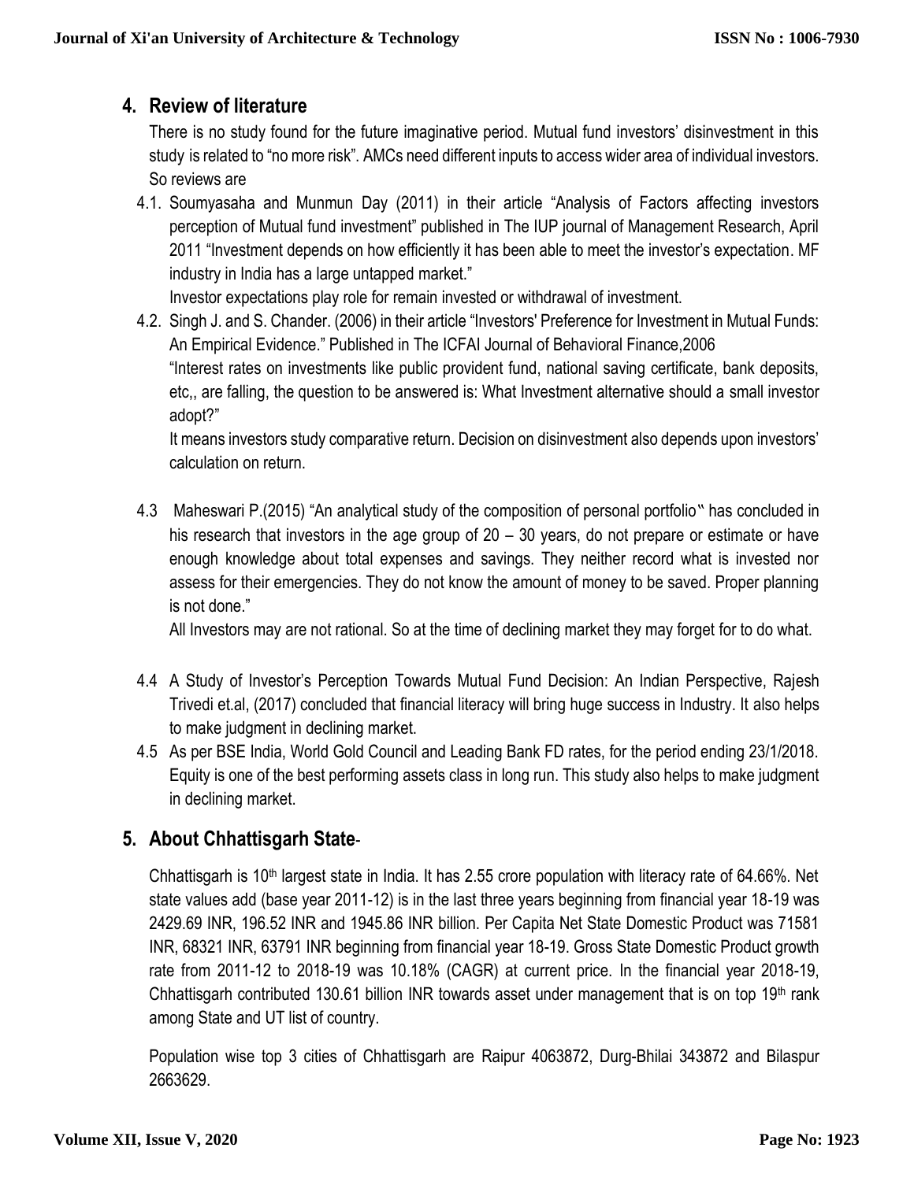## 4. Review of literature

There is no study found for the future imaginative period. Mutual fund investors' disinvestment in this study is related to "no more risk". AMCs need different inputs to access wider area of individual investors. So reviews are

4.1. Soumyasaha and Munmun Day (2011) in their article "Analysis of Factors affecting investors perception of Mutual fund investment" published in The IUP journal of Management Research, April 2011 "Investment depends on how efficiently it has been able to meet the investor's expectation. MF industry in India has a large untapped market."

Investor expectations play role for remain invested or withdrawal of investment.

4.2. Singh J. and S. Chander. (2006) in their article "Investors' Preference for Investment in Mutual Funds: An Empirical Evidence." Published in The ICFAI Journal of Behavioral Finance,2006

"Interest rates on investments like public provident fund, national saving certificate, bank deposits, etc,, are falling, the question to be answered is: What Investment alternative should a small investor adopt?"

It means investors study comparative return. Decision on disinvestment also depends upon investors' calculation on return.

4.3 Maheswari P.(2015) "An analytical study of the composition of personal portfolio" has concluded in his research that investors in the age group of 20 – 30 years, do not prepare or estimate or have enough knowledge about total expenses and savings. They neither record what is invested nor assess for their emergencies. They do not know the amount of money to be saved. Proper planning is not done."

All Investors may are not rational. So at the time of declining market they may forget for to do what.

4.4 A Study of Investor's Perception Towards Mutual Fund Decision: An Indian Perspective, Rajesh Trivedi et.al, (2017) concluded that financial literacy will bring huge success in Industry. It also helps to make judgment in declining market.

4.5 As per BSE India, World Gold Council and Leading Bank FD rates, for the period ending 23/1/2018. Equity is one of the best performing assets class in long run. This study also helps to make judgment in declining market.

## 5. About Chhattisgarh State-

Chhattisgarh is 10th largest state in India. It has 2.55 crore population with literacy rate of 64.66%. Net state values add (base year 2011-12) is in the last three years beginning from financial year 18-19 was 2429.69 INR, 196.52 INR and 1945.86 INR billion. Per Capita Net State Domestic Product was 71581 INR, 68321 INR, 63791 INR beginning from financial year 18-19. Gross State Domestic Product growth rate from 2011-12 to 2018-19 was 10.18% (CAGR) at current price. In the financial year 2018-19, Chhattisgarh contributed 130.61 billion INR towards asset under management that is on top 19th rank among State and UT list of country.

Population wise top 3 cities of Chhattisgarh are Raipur 4063872, Durg-Bhilai 343872 and Bilaspur 2663629.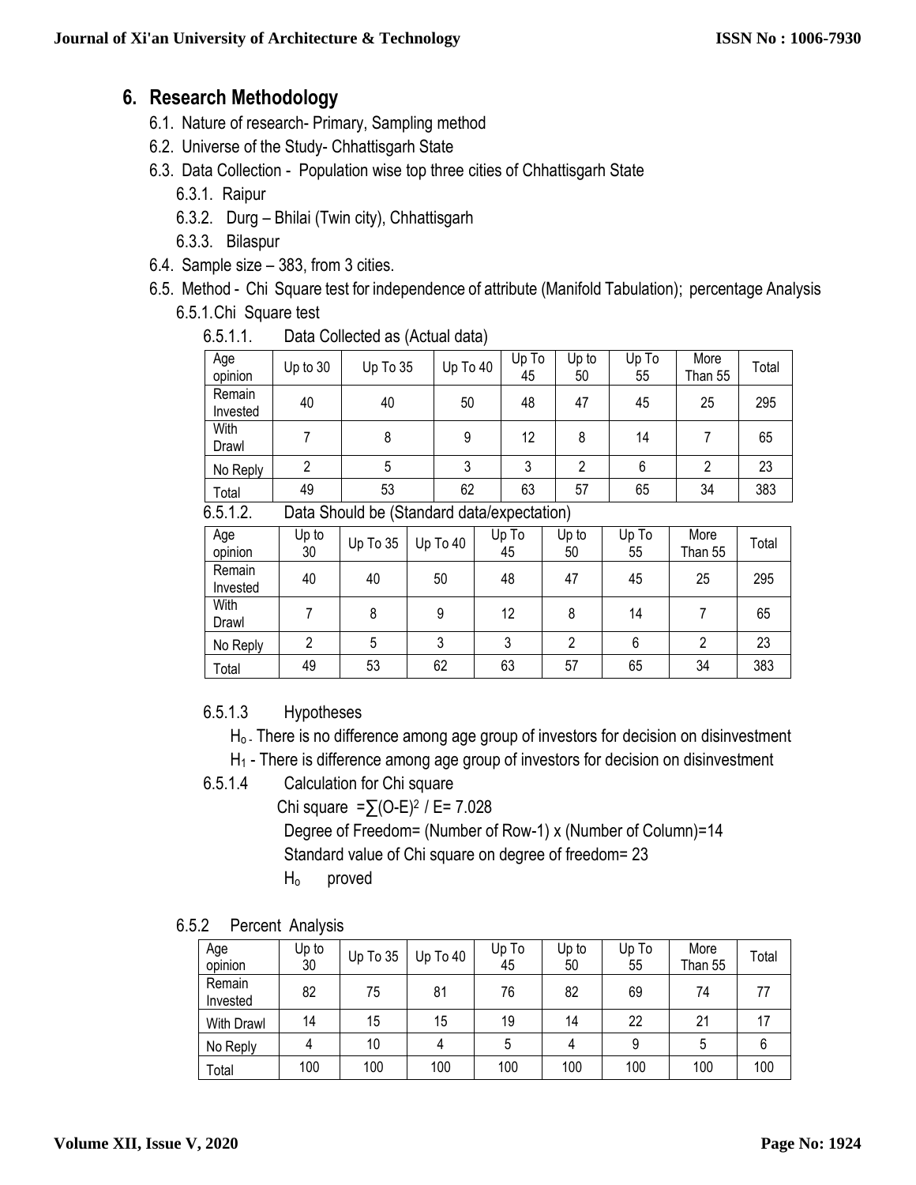## 6. Research Methodology

6.1. Nature of research- Primary, Sampling method

6.2. Universe of the Study- Chhattisgarh State

6.3. Data Collection - Population wise top three cities of Chhattisgarh State

6.3.1. Raipur

6.3.2. Durg – Bhilai (Twin city), Chhattisgarh

6.3.3. Bilaspur

6.4. Sample size – 383, from 3 cities.

6.5. Method - Chi Square test for independence of attribute (Manifold Tabulation); percentage Analysis

6.5.1. Chi Square test

6.5.1.1. Data Collected as (Actual data)

| Age opinion | Up to 30 | Up To 35 | Up To 40 | Up To 45 | Up to 50 | Up To 55 | More Than 55 | Total |
|---|---|---|---|---|---|---|---|---|
| Remain Invested | 40 | 40 | 50 | 48 | 47 | 45 | 25 | 295 |
| With Drawl | 7 | 8 | 9 | 12 | 8 | 14 | 7 | 65 |
| No Reply | 2 | 5 | 3 | 3 | 2 | 6 | 2 | 23 |
| Total | 49 | 53 | 62 | 63 | 57 | 65 | 34 | 383 |

6.5.1.2. Data Should be (Standard data/expectation)

| Age opinion | Up to 30 | Up To 35 | Up To 40 | Up To 45 | Up to 50 | Up To 55 | More Than 55 | Total |
|---|---|---|---|---|---|---|---|---|
| Remain Invested | 40 | 40 | 50 | 48 | 47 | 45 | 25 | 295 |
| With Drawl | 7 | 8 | 9 | 12 | 8 | 14 | 7 | 65 |
| No Reply | 2 | 5 | 3 | 3 | 2 | 6 | 2 | 23 |
| Total | 49 | 53 | 62 | 63 | 57 | 65 | 34 | 383 |

6.5.1.3 Hypotheses

$H_o$ - There is no difference among age group of investors for decision on disinvestment

$H_1$ - There is difference among age group of investors for decision on disinvestment

6.5.1.4 Calculation for Chi square

Chi square $= \sum(O-E)^2 / E = 7.028$

Degree of Freedom= (Number of Row-1) x (Number of Column)=14

Standard value of Chi square on degree of freedom= 23

$H_o$ proved

6.5.2 Percent Analysis

| Age opinion | Up to 30 | Up To 35 | Up To 40 | Up To 45 | Up to 50 | Up To 55 | More Than 55 | Total |
|---|---|---|---|---|---|---|---|---|
| Remain Invested | 82 | 75 | 81 | 76 | 82 | 69 | 74 | 77 |
| With Drawl | 14 | 15 | 15 | 19 | 14 | 22 | 21 | 17 |
| No Reply | 4 | 10 | 4 | 5 | 4 | 9 | 5 | 6 |
| Total | 100 | 100 | 100 | 100 | 100 | 100 | 100 | 100 |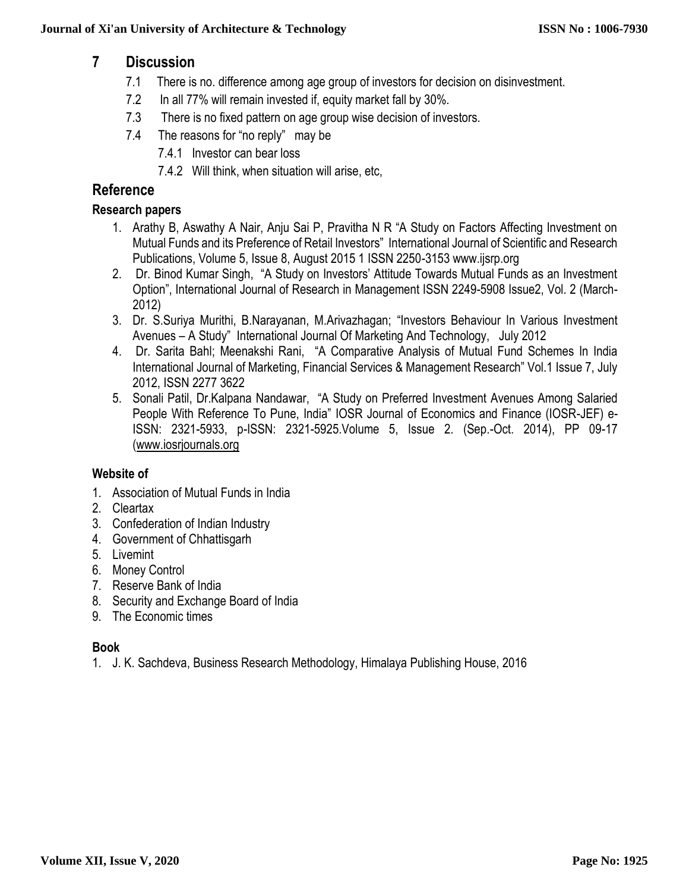## 7 Discussion

7.1 There is no. difference among age group of investors for decision on disinvestment.

7.2 In all 77% will remain invested if, equity market fall by 30%.

7.3 There is no fixed pattern on age group wise decision of investors.

7.4 The reasons for "no reply" may be

7.4.1 Investor can bear loss

7.4.2 Will think, when situation will arise, etc,

## Reference

### Research papers

1. Arathy B, Aswathy A Nair, Anju Sai P, Pravitha N R "A Study on Factors Affecting Investment on Mutual Funds and its Preference of Retail Investors" International Journal of Scientific and Research Publications, Volume 5, Issue 8, August 2015 1 ISSN 2250-3153 www.ijsrp.org
2. Dr. Binod Kumar Singh, "A Study on Investors' Attitude Towards Mutual Funds as an Investment Option", International Journal of Research in Management ISSN 2249-5908 Issue2, Vol. 2 (March-2012)
3. Dr. S.Suriya Murithi, B.Narayanan, M.Arivazhagan; "Investors Behaviour In Various Investment Avenues – A Study" International Journal Of Marketing And Technology, July 2012
4. Dr. Sarita Bahl; Meenakshi Rani, "A Comparative Analysis of Mutual Fund Schemes In India International Journal of Marketing, Financial Services & Management Research" Vol.1 Issue 7, July 2012, ISSN 2277 3622
5. Sonali Patil, Dr.Kalpana Nandawar, "A Study on Preferred Investment Avenues Among Salaried People With Reference To Pune, India" IOSR Journal of Economics and Finance (IOSR-JEF) e-ISSN: 2321-5933, p-ISSN: 2321-5925.Volume 5, Issue 2. (Sep.-Oct. 2014), PP 09-17 (www.iosrjournals.org

### Website of

1. Association of Mutual Funds in India
2. Cleartax
3. Confederation of Indian Industry
4. Government of Chhattisgarh
5. Livemint
6. Money Control
7. Reserve Bank of India
8. Security and Exchange Board of India
9. The Economic times

### Book

1. J. K. Sachdeva, Business Research Methodology, Himalaya Publishing House, 2016